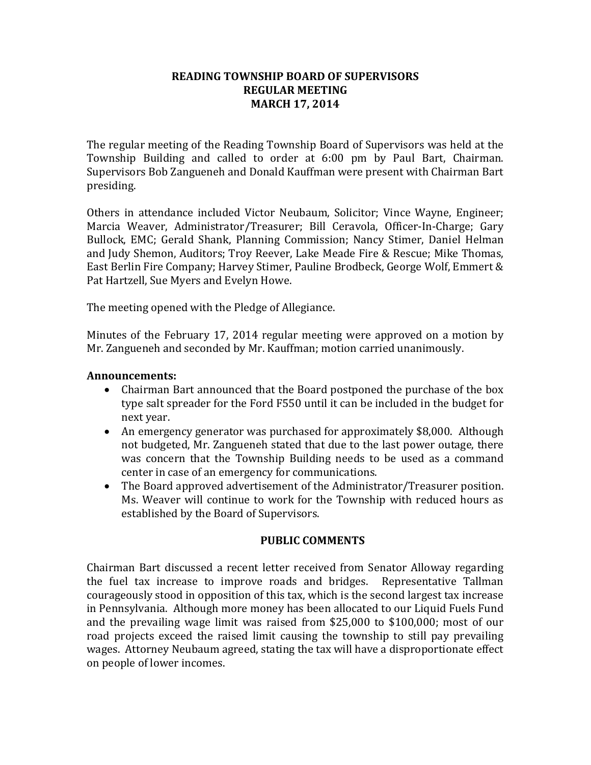# READING TOWNSHIP BOARD OF SUPERVISORS
## REGULAR MEETING
## MARCH 17, 2014

The regular meeting of the Reading Township Board of Supervisors was held at the Township Building and called to order at 6:00 pm by Paul Bart, Chairman. Supervisors Bob Zangueneh and Donald Kauffman were present with Chairman Bart presiding.

Others in attendance included Victor Neubaum, Solicitor; Vince Wayne, Engineer; Marcia Weaver, Administrator/Treasurer; Bill Ceravola, Officer-In-Charge; Gary Bullock, EMC; Gerald Shank, Planning Commission; Nancy Stimer, Daniel Helman and Judy Shemon, Auditors; Troy Reever, Lake Meade Fire & Rescue; Mike Thomas, East Berlin Fire Company; Harvey Stimer, Pauline Brodbeck, George Wolf, Emmert & Pat Hartzell, Sue Myers and Evelyn Howe.

The meeting opened with the Pledge of Allegiance.

Minutes of the February 17, 2014 regular meeting were approved on a motion by Mr. Zangueneh and seconded by Mr. Kauffman; motion carried unanimously.

**Announcements:**

- Chairman Bart announced that the Board postponed the purchase of the box type salt spreader for the Ford F550 until it can be included in the budget for next year.
- An emergency generator was purchased for approximately $8,000. Although not budgeted, Mr. Zangueneh stated that due to the last power outage, there was concern that the Township Building needs to be used as a command center in case of an emergency for communications.
- The Board approved advertisement of the Administrator/Treasurer position. Ms. Weaver will continue to work for the Township with reduced hours as established by the Board of Supervisors.

**PUBLIC COMMENTS**

Chairman Bart discussed a recent letter received from Senator Alloway regarding the fuel tax increase to improve roads and bridges. Representative Tallman courageously stood in opposition of this tax, which is the second largest tax increase in Pennsylvania. Although more money has been allocated to our Liquid Fuels Fund and the prevailing wage limit was raised from $25,000 to $100,000; most of our road projects exceed the raised limit causing the township to still pay prevailing wages. Attorney Neubaum agreed, stating the tax will have a disproportionate effect on people of lower incomes.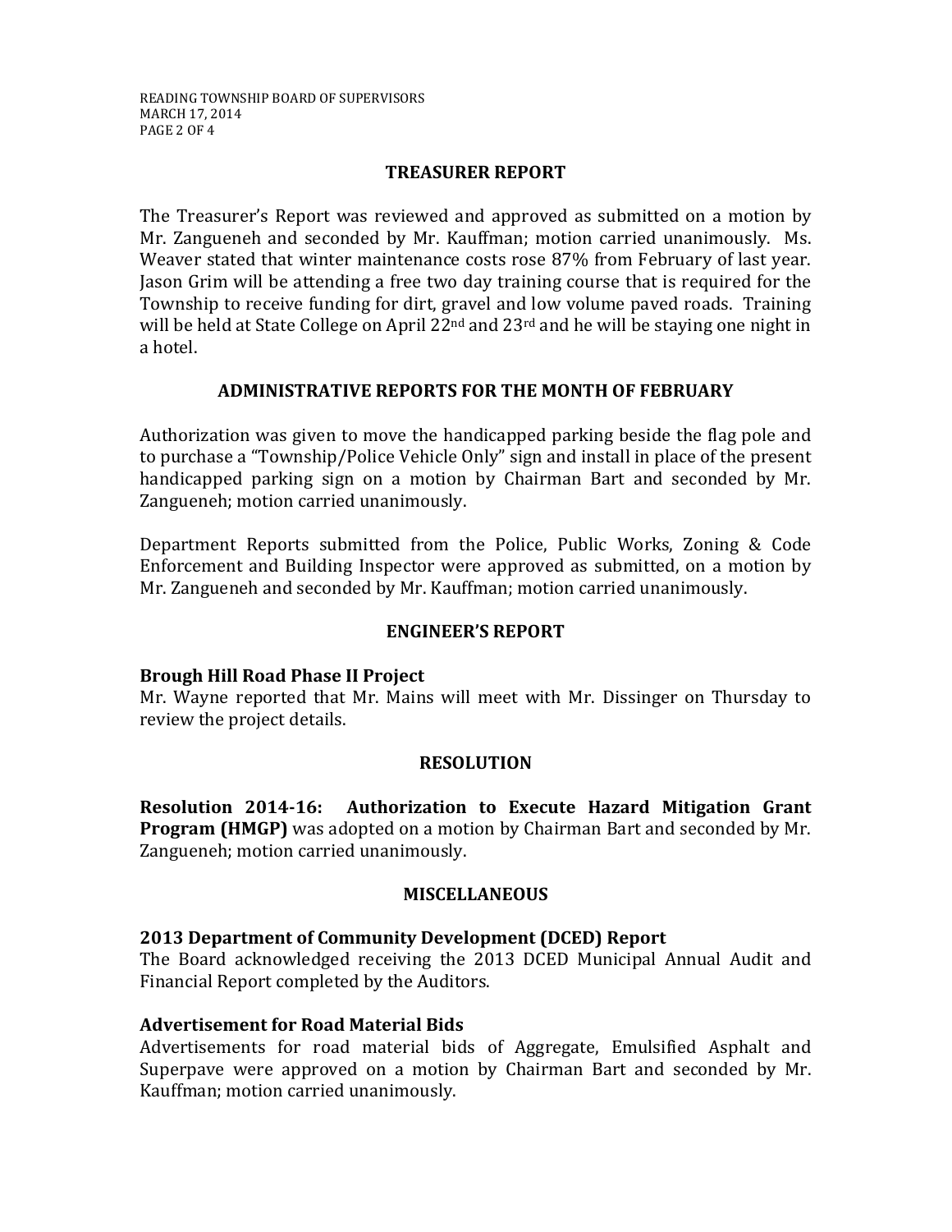## TREASURER REPORT

The Treasurer's Report was reviewed and approved as submitted on a motion by Mr. Zangueneh and seconded by Mr. Kauffman; motion carried unanimously. Ms. Weaver stated that winter maintenance costs rose 87% from February of last year. Jason Grim will be attending a free two day training course that is required for the Township to receive funding for dirt, gravel and low volume paved roads. Training will be held at State College on April 22nd and 23rd and he will be staying one night in a hotel.

## ADMINISTRATIVE REPORTS FOR THE MONTH OF FEBRUARY

Authorization was given to move the handicapped parking beside the flag pole and to purchase a "Township/Police Vehicle Only" sign and install in place of the present handicapped parking sign on a motion by Chairman Bart and seconded by Mr. Zangueneh; motion carried unanimously.

Department Reports submitted from the Police, Public Works, Zoning & Code Enforcement and Building Inspector were approved as submitted, on a motion by Mr. Zangueneh and seconded by Mr. Kauffman; motion carried unanimously.

## ENGINEER'S REPORT

### Brough Hill Road Phase II Project

Mr. Wayne reported that Mr. Mains will meet with Mr. Dissinger on Thursday to review the project details.

## RESOLUTION

**Resolution 2014-16: Authorization to Execute Hazard Mitigation Grant Program (HMGP)** was adopted on a motion by Chairman Bart and seconded by Mr. Zangueneh; motion carried unanimously.

## MISCELLANEOUS

### 2013 Department of Community Development (DCED) Report

The Board acknowledged receiving the 2013 DCED Municipal Annual Audit and Financial Report completed by the Auditors.

### Advertisement for Road Material Bids

Advertisements for road material bids of Aggregate, Emulsified Asphalt and Superpave were approved on a motion by Chairman Bart and seconded by Mr. Kauffman; motion carried unanimously.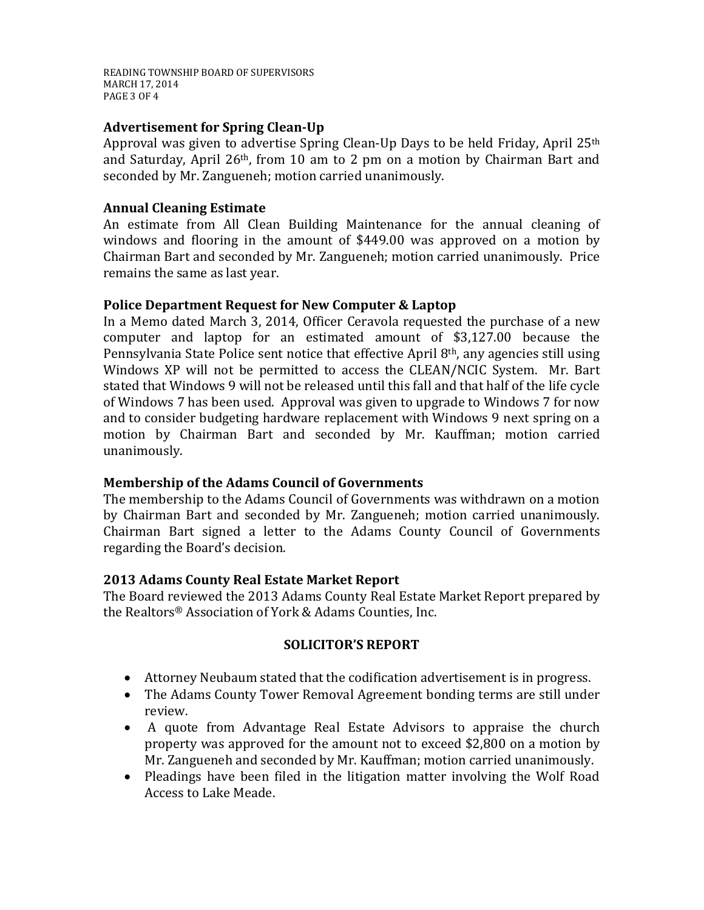## Advertisement for Spring Clean-Up

Approval was given to advertise Spring Clean-Up Days to be held Friday, April 25th and Saturday, April 26th, from 10 am to 2 pm on a motion by Chairman Bart and seconded by Mr. Zangueneh; motion carried unanimously.

## Annual Cleaning Estimate

An estimate from All Clean Building Maintenance for the annual cleaning of windows and flooring in the amount of $449.00 was approved on a motion by Chairman Bart and seconded by Mr. Zangueneh; motion carried unanimously. Price remains the same as last year.

## Police Department Request for New Computer & Laptop

In a Memo dated March 3, 2014, Officer Ceravola requested the purchase of a new computer and laptop for an estimated amount of $3,127.00 because the Pennsylvania State Police sent notice that effective April 8th, any agencies still using Windows XP will not be permitted to access the CLEAN/NCIC System. Mr. Bart stated that Windows 9 will not be released until this fall and that half of the life cycle of Windows 7 has been used. Approval was given to upgrade to Windows 7 for now and to consider budgeting hardware replacement with Windows 9 next spring on a motion by Chairman Bart and seconded by Mr. Kauffman; motion carried unanimously.

## Membership of the Adams Council of Governments

The membership to the Adams Council of Governments was withdrawn on a motion by Chairman Bart and seconded by Mr. Zangueneh; motion carried unanimously. Chairman Bart signed a letter to the Adams County Council of Governments regarding the Board's decision.

## 2013 Adams County Real Estate Market Report

The Board reviewed the 2013 Adams County Real Estate Market Report prepared by the Realtors® Association of York & Adams Counties, Inc.

## SOLICITOR'S REPORT

- Attorney Neubaum stated that the codification advertisement is in progress.
- The Adams County Tower Removal Agreement bonding terms are still under review.
- A quote from Advantage Real Estate Advisors to appraise the church property was approved for the amount not to exceed $2,800 on a motion by Mr. Zangueneh and seconded by Mr. Kauffman; motion carried unanimously.
- Pleadings have been filed in the litigation matter involving the Wolf Road Access to Lake Meade.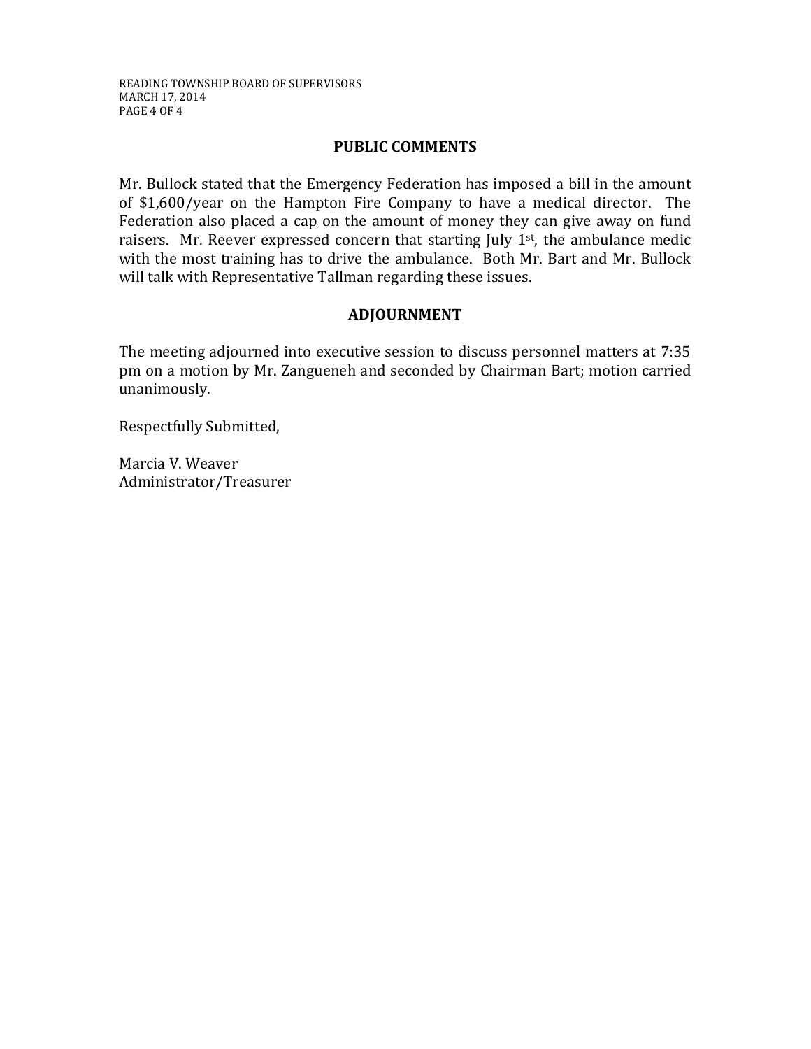## PUBLIC COMMENTS

Mr. Bullock stated that the Emergency Federation has imposed a bill in the amount of $1,600/year on the Hampton Fire Company to have a medical director. The Federation also placed a cap on the amount of money they can give away on fund raisers. Mr. Reever expressed concern that starting July 1st, the ambulance medic with the most training has to drive the ambulance. Both Mr. Bart and Mr. Bullock will talk with Representative Tallman regarding these issues.

## ADJOURNMENT

The meeting adjourned into executive session to discuss personnel matters at 7:35 pm on a motion by Mr. Zangueneh and seconded by Chairman Bart; motion carried unanimously.

Respectfully Submitted,

Marcia V. Weaver
Administrator/Treasurer